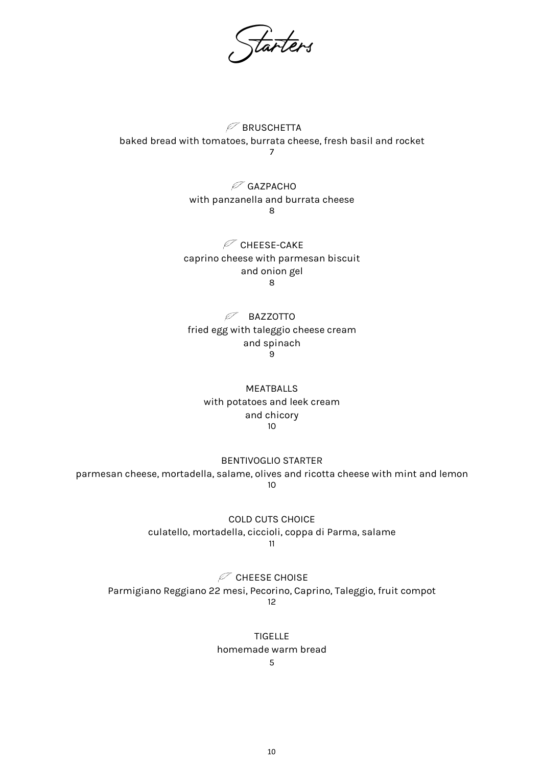# Starters

BRUSCHETTA
baked bread with tomatoes, burrata cheese, fresh basil and rocket
7

GAZPACHO
with panzanella and burrata cheese
8

CHEESE-CAKE
caprino cheese with parmesan biscuit
and onion gel
8

BAZZOTTO
fried egg with taleggio cheese cream
and spinach
9

MEATBALLS
with potatoes and leek cream
and chicory
10

BENTIVOGLIO STARTER
parmesan cheese, mortadella, salame, olives and ricotta cheese with mint and lemon
10

COLD CUTS CHOICE
culatello, mortadella, ciccioli, coppa di Parma, salame
11

CHEESE CHOISE
Parmigiano Reggiano 22 mesi, Pecorino, Caprino, Taleggio, fruit compot
12

TIGELLE
homemade warm bread
5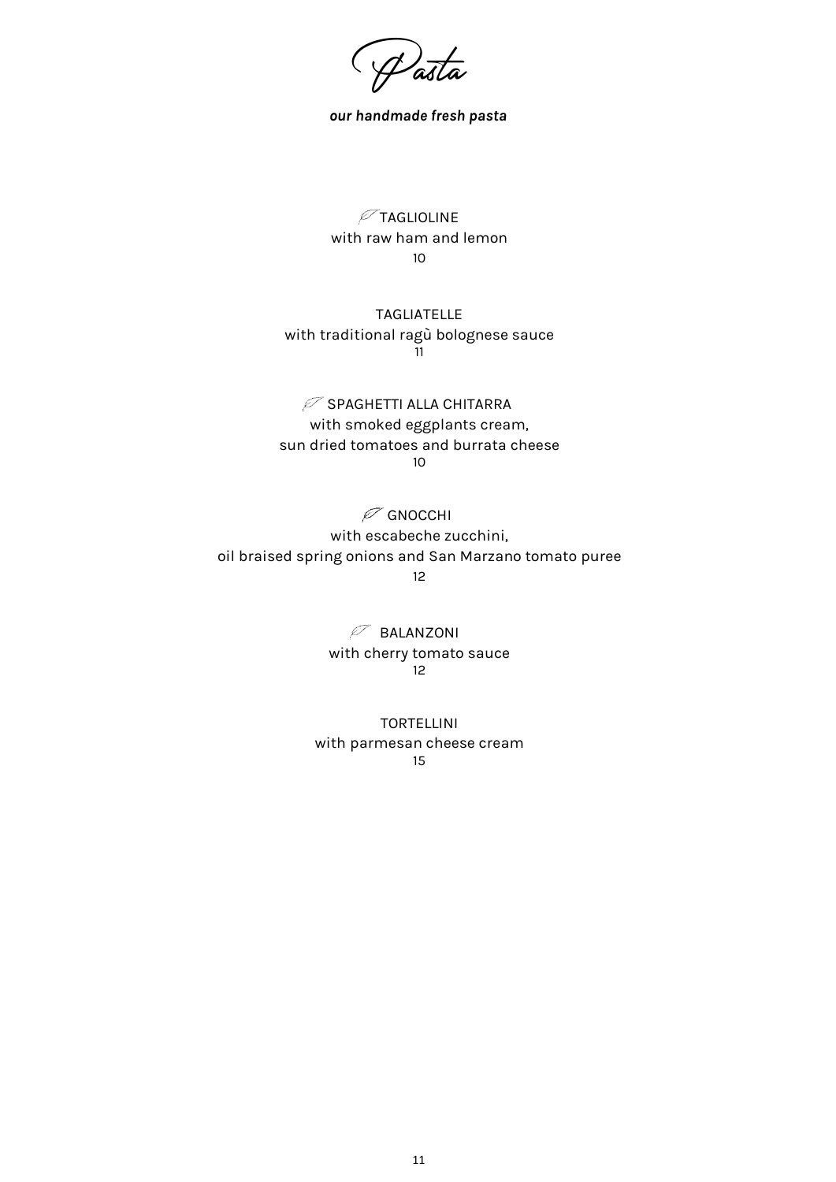# Pasta

***our handmade fresh pasta***

TAGLIOLINE
with raw ham and lemon
10

TAGLIATELLE
with traditional ragù bolognese sauce
11

SPAGHETTI ALLA CHITARRA
with smoked eggplants cream,
sun dried tomatoes and burrata cheese
10

GNOCCHI
with escabeche zucchini,
oil braised spring onions and San Marzano tomato puree
12

BALANZONI
with cherry tomato sauce
12

TORTELLINI
with parmesan cheese cream
15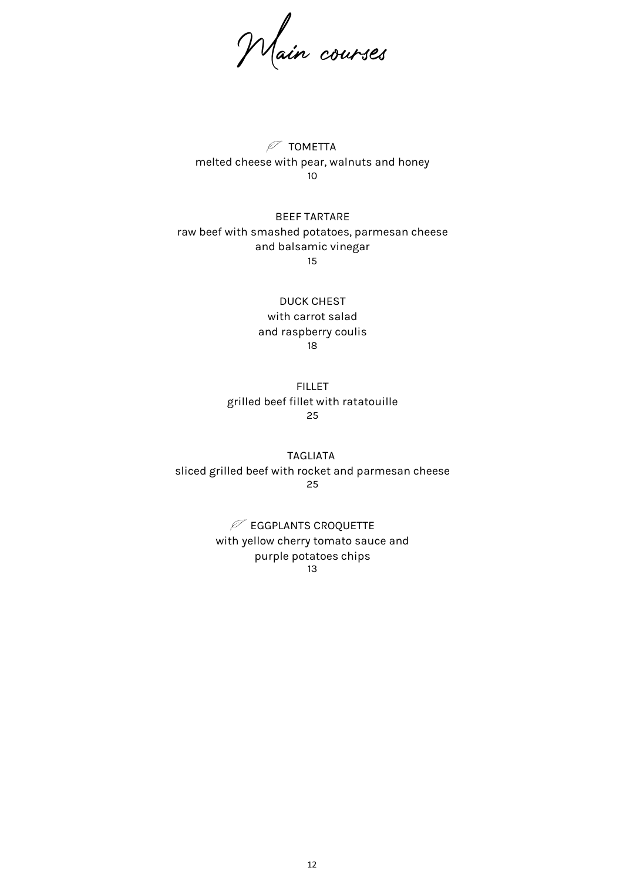# Main courses

TOMETTA
melted cheese with pear, walnuts and honey
10

BEEF TARTARE
raw beef with smashed potatoes, parmesan cheese
and balsamic vinegar
15

DUCK CHEST
with carrot salad
and raspberry coulis
18

FILLET
grilled beef fillet with ratatouille
25

TAGLIATA
sliced grilled beef with rocket and parmesan cheese
25

EGGPLANTS CROQUETTE
with yellow cherry tomato sauce and
purple potatoes chips
13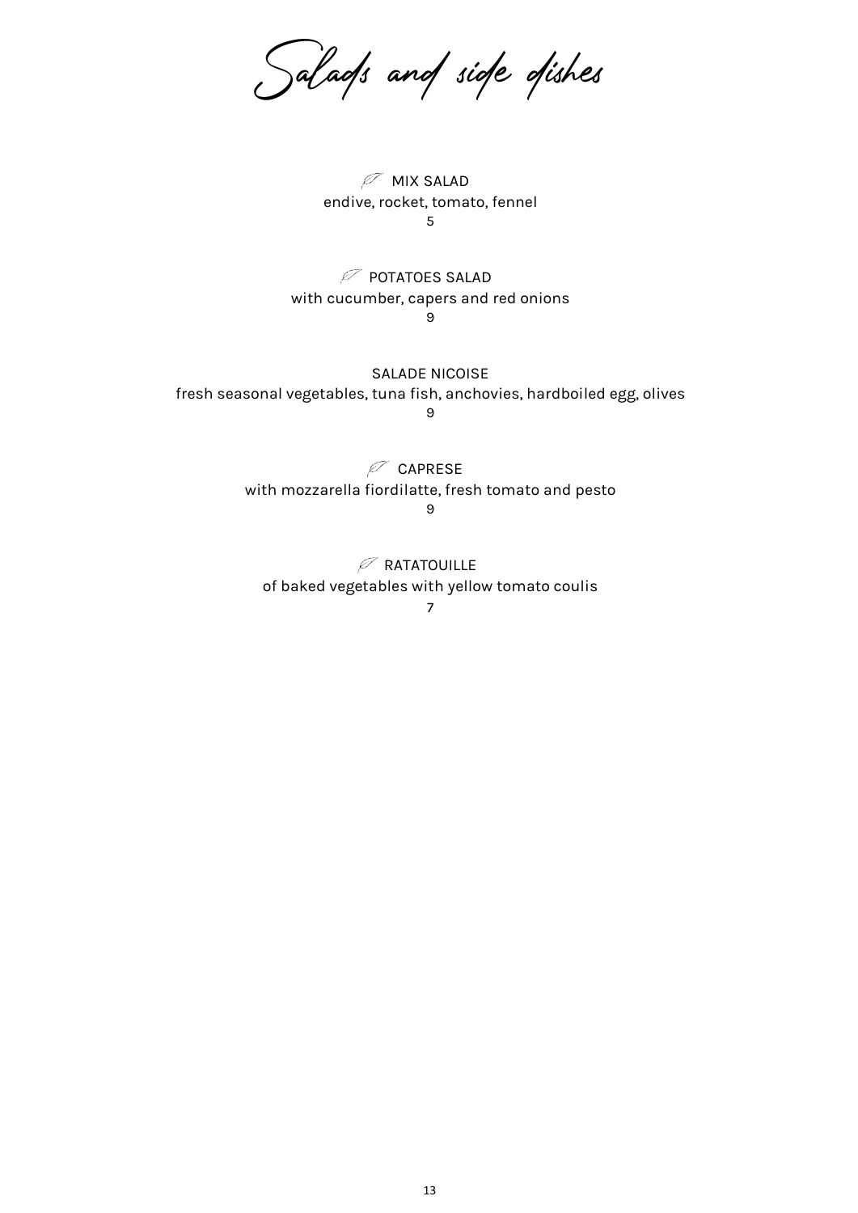# Salads and side dishes

MIX SALAD
endive, rocket, tomato, fennel
5

POTATOES SALAD
with cucumber, capers and red onions
9

SALADE NICOISE
fresh seasonal vegetables, tuna fish, anchovies, hardboiled egg, olives
9

CAPRESE
with mozzarella fiordilatte, fresh tomato and pesto
9

RATATOUILLE
of baked vegetables with yellow tomato coulis
7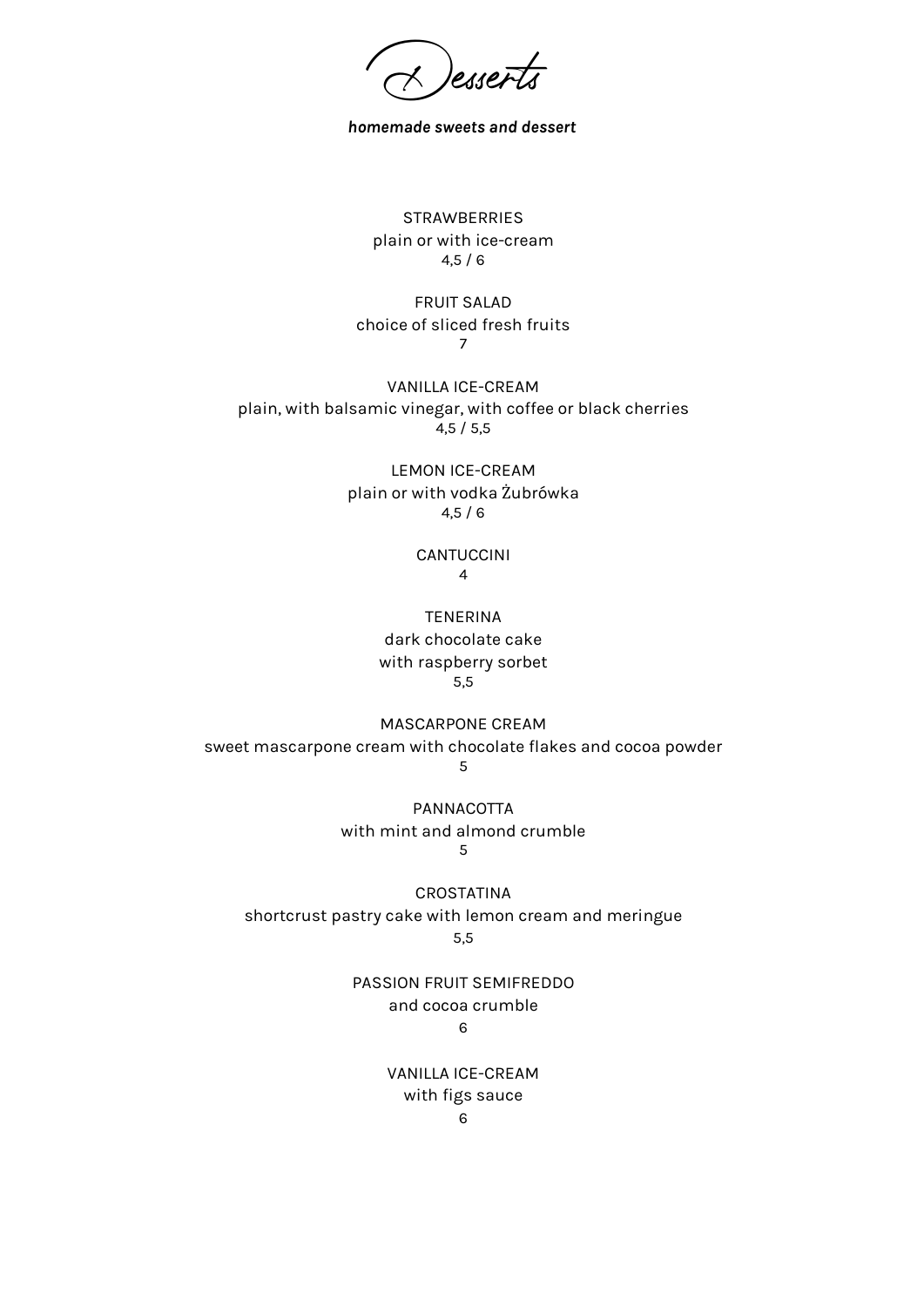# Desserts

***homemade sweets and dessert***

STRAWBERRIES
plain or with ice-cream
4,5 / 6

FRUIT SALAD
choice of sliced fresh fruits
7

VANILLA ICE-CREAM
plain, with balsamic vinegar, with coffee or black cherries
4,5 / 5,5

LEMON ICE-CREAM
plain or with vodka Żubrówka
4,5 / 6

CANTUCCINI
4

TENERINA
dark chocolate cake
with raspberry sorbet
5,5

MASCARPONE CREAM
sweet mascarpone cream with chocolate flakes and cocoa powder
5

PANNACOTTA
with mint and almond crumble
5

CROSTATINA
shortcrust pastry cake with lemon cream and meringue
5,5

PASSION FRUIT SEMIFREDDO
and cocoa crumble
6

VANILLA ICE-CREAM
with figs sauce
6